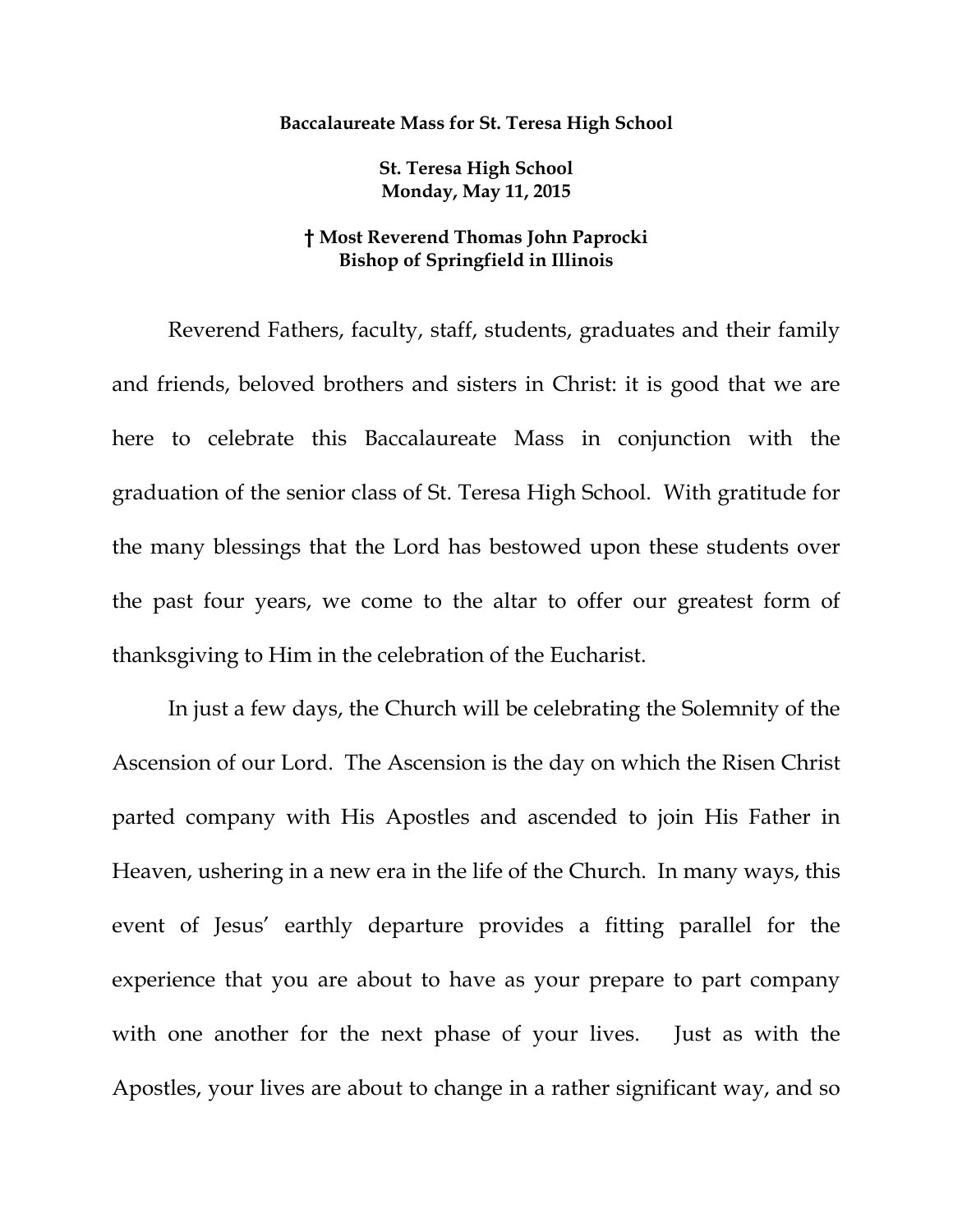**Baccalaureate Mass for St. Teresa High School**

**St. Teresa High School**
**Monday, May 11, 2015**

**† Most Reverend Thomas John Paprocki**
**Bishop of Springfield in Illinois**

Reverend Fathers, faculty, staff, students, graduates and their family and friends, beloved brothers and sisters in Christ: it is good that we are here to celebrate this Baccalaureate Mass in conjunction with the graduation of the senior class of St. Teresa High School. With gratitude for the many blessings that the Lord has bestowed upon these students over the past four years, we come to the altar to offer our greatest form of thanksgiving to Him in the celebration of the Eucharist.

In just a few days, the Church will be celebrating the Solemnity of the Ascension of our Lord. The Ascension is the day on which the Risen Christ parted company with His Apostles and ascended to join His Father in Heaven, ushering in a new era in the life of the Church. In many ways, this event of Jesus' earthly departure provides a fitting parallel for the experience that you are about to have as your prepare to part company with one another for the next phase of your lives. Just as with the Apostles, your lives are about to change in a rather significant way, and so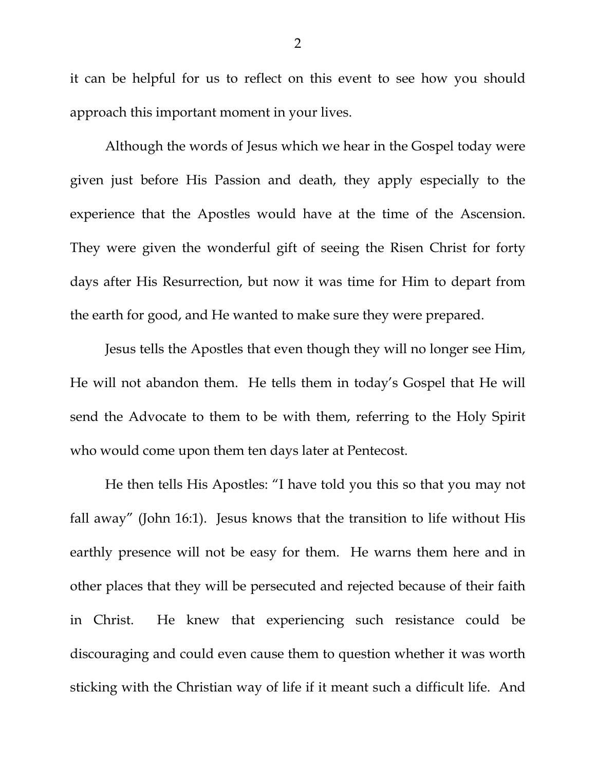it can be helpful for us to reflect on this event to see how you should approach this important moment in your lives.

Although the words of Jesus which we hear in the Gospel today were given just before His Passion and death, they apply especially to the experience that the Apostles would have at the time of the Ascension. They were given the wonderful gift of seeing the Risen Christ for forty days after His Resurrection, but now it was time for Him to depart from the earth for good, and He wanted to make sure they were prepared.

Jesus tells the Apostles that even though they will no longer see Him, He will not abandon them. He tells them in today's Gospel that He will send the Advocate to them to be with them, referring to the Holy Spirit who would come upon them ten days later at Pentecost.

He then tells His Apostles: "I have told you this so that you may not fall away" (John 16:1). Jesus knows that the transition to life without His earthly presence will not be easy for them. He warns them here and in other places that they will be persecuted and rejected because of their faith in Christ. He knew that experiencing such resistance could be discouraging and could even cause them to question whether it was worth sticking with the Christian way of life if it meant such a difficult life. And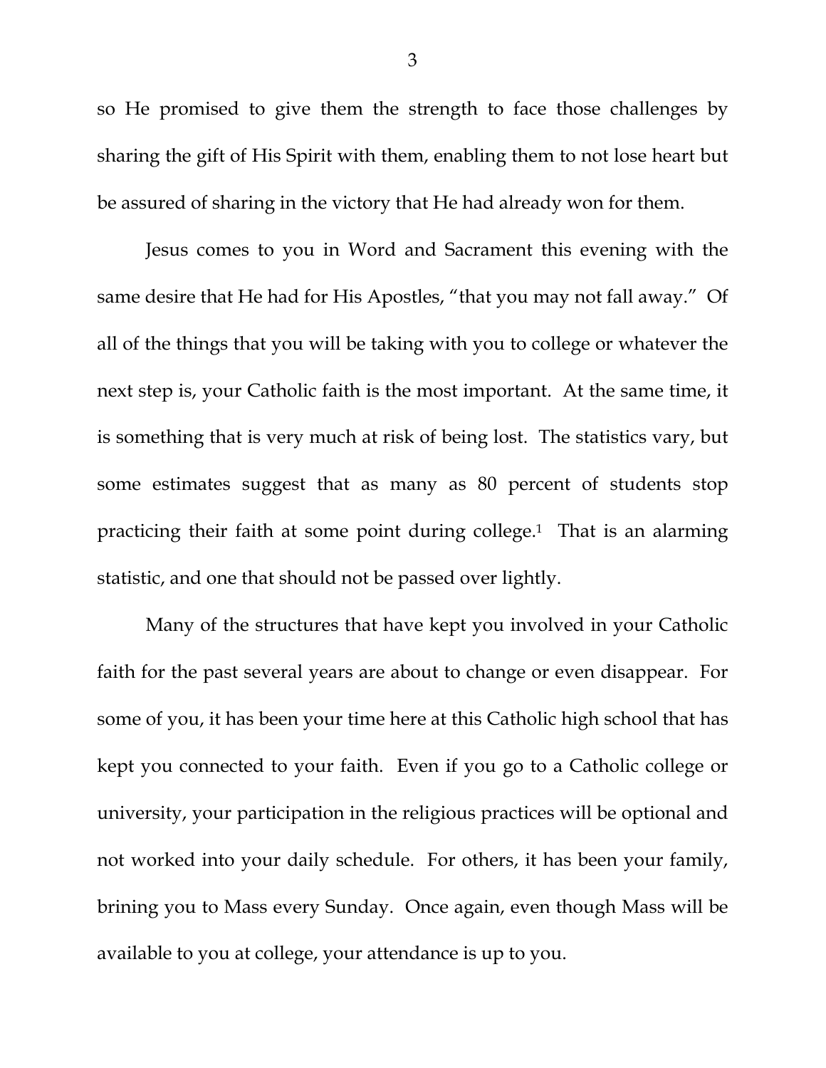so He promised to give them the strength to face those challenges by sharing the gift of His Spirit with them, enabling them to not lose heart but be assured of sharing in the victory that He had already won for them.

Jesus comes to you in Word and Sacrament this evening with the same desire that He had for His Apostles, "that you may not fall away." Of all of the things that you will be taking with you to college or whatever the next step is, your Catholic faith is the most important. At the same time, it is something that is very much at risk of being lost. The statistics vary, but some estimates suggest that as many as 80 percent of students stop practicing their faith at some point during college.[1] That is an alarming statistic, and one that should not be passed over lightly.

Many of the structures that have kept you involved in your Catholic faith for the past several years are about to change or even disappear. For some of you, it has been your time here at this Catholic high school that has kept you connected to your faith. Even if you go to a Catholic college or university, your participation in the religious practices will be optional and not worked into your daily schedule. For others, it has been your family, brining you to Mass every Sunday. Once again, even though Mass will be available to you at college, your attendance is up to you.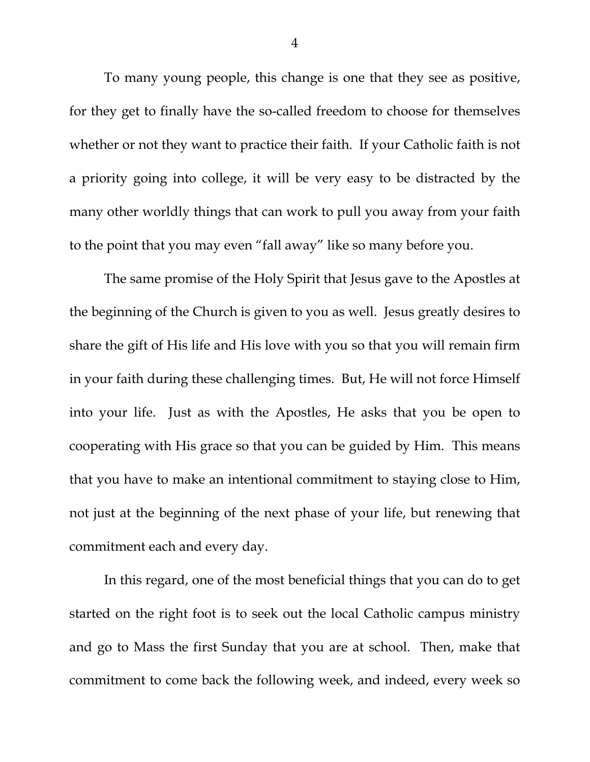To many young people, this change is one that they see as positive, for they get to finally have the so-called freedom to choose for themselves whether or not they want to practice their faith. If your Catholic faith is not a priority going into college, it will be very easy to be distracted by the many other worldly things that can work to pull you away from your faith to the point that you may even "fall away" like so many before you.

The same promise of the Holy Spirit that Jesus gave to the Apostles at the beginning of the Church is given to you as well. Jesus greatly desires to share the gift of His life and His love with you so that you will remain firm in your faith during these challenging times. But, He will not force Himself into your life. Just as with the Apostles, He asks that you be open to cooperating with His grace so that you can be guided by Him. This means that you have to make an intentional commitment to staying close to Him, not just at the beginning of the next phase of your life, but renewing that commitment each and every day.

In this regard, one of the most beneficial things that you can do to get started on the right foot is to seek out the local Catholic campus ministry and go to Mass the first Sunday that you are at school. Then, make that commitment to come back the following week, and indeed, every week so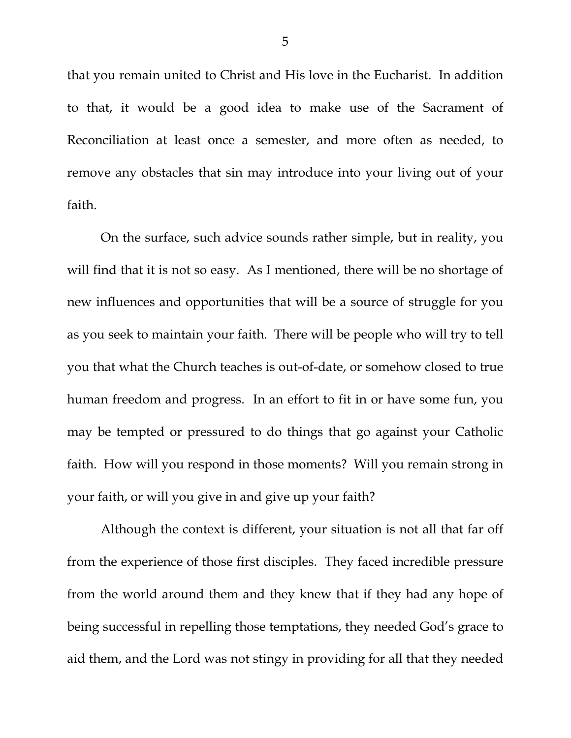that you remain united to Christ and His love in the Eucharist. In addition to that, it would be a good idea to make use of the Sacrament of Reconciliation at least once a semester, and more often as needed, to remove any obstacles that sin may introduce into your living out of your faith.

On the surface, such advice sounds rather simple, but in reality, you will find that it is not so easy. As I mentioned, there will be no shortage of new influences and opportunities that will be a source of struggle for you as you seek to maintain your faith. There will be people who will try to tell you that what the Church teaches is out-of-date, or somehow closed to true human freedom and progress. In an effort to fit in or have some fun, you may be tempted or pressured to do things that go against your Catholic faith. How will you respond in those moments? Will you remain strong in your faith, or will you give in and give up your faith?

Although the context is different, your situation is not all that far off from the experience of those first disciples. They faced incredible pressure from the world around them and they knew that if they had any hope of being successful in repelling those temptations, they needed God's grace to aid them, and the Lord was not stingy in providing for all that they needed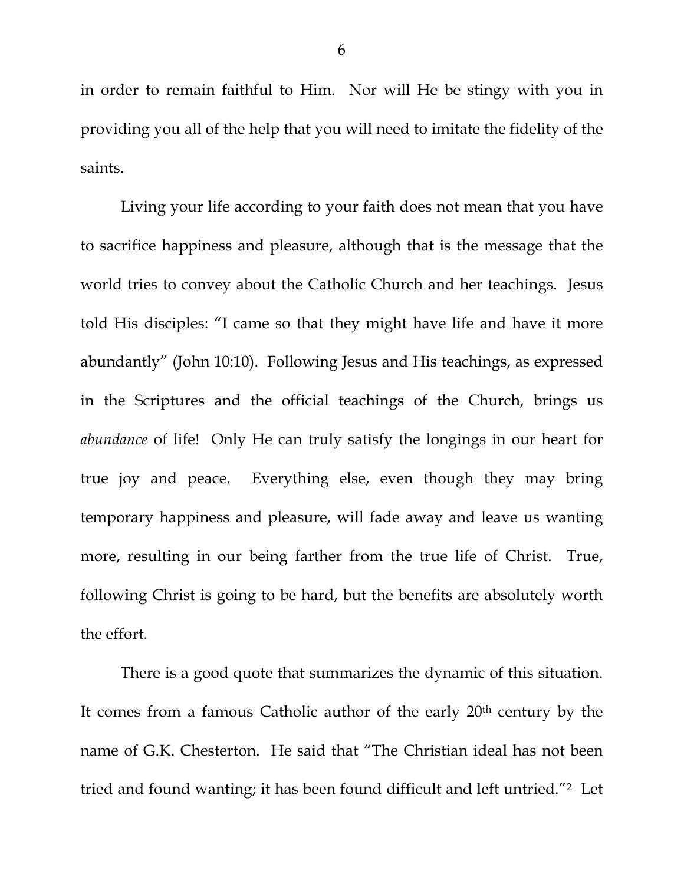in order to remain faithful to Him. Nor will He be stingy with you in providing you all of the help that you will need to imitate the fidelity of the saints.

Living your life according to your faith does not mean that you have to sacrifice happiness and pleasure, although that is the message that the world tries to convey about the Catholic Church and her teachings. Jesus told His disciples: "I came so that they might have life and have it more abundantly" (John 10:10). Following Jesus and His teachings, as expressed in the Scriptures and the official teachings of the Church, brings us *abundance* of life! Only He can truly satisfy the longings in our heart for true joy and peace. Everything else, even though they may bring temporary happiness and pleasure, will fade away and leave us wanting more, resulting in our being farther from the true life of Christ. True, following Christ is going to be hard, but the benefits are absolutely worth the effort.

There is a good quote that summarizes the dynamic of this situation. It comes from a famous Catholic author of the early 20th century by the name of G.K. Chesterton. He said that "The Christian ideal has not been tried and found wanting; it has been found difficult and left untried."[2] Let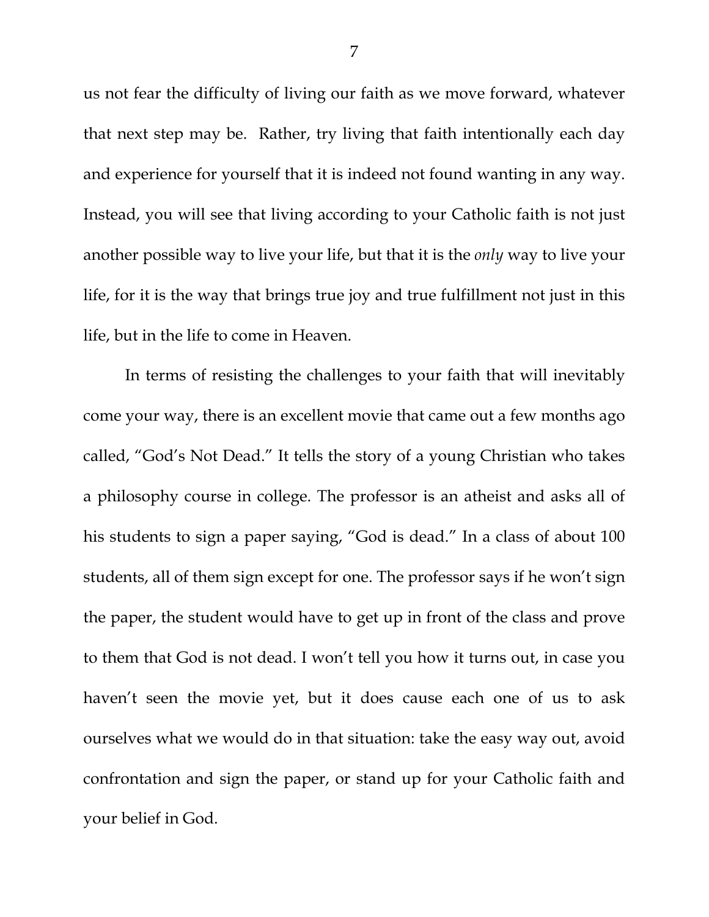us not fear the difficulty of living our faith as we move forward, whatever that next step may be. Rather, try living that faith intentionally each day and experience for yourself that it is indeed not found wanting in any way. Instead, you will see that living according to your Catholic faith is not just another possible way to live your life, but that it is the *only* way to live your life, for it is the way that brings true joy and true fulfillment not just in this life, but in the life to come in Heaven.

In terms of resisting the challenges to your faith that will inevitably come your way, there is an excellent movie that came out a few months ago called, "God's Not Dead." It tells the story of a young Christian who takes a philosophy course in college. The professor is an atheist and asks all of his students to sign a paper saying, "God is dead." In a class of about 100 students, all of them sign except for one. The professor says if he won't sign the paper, the student would have to get up in front of the class and prove to them that God is not dead. I won't tell you how it turns out, in case you haven't seen the movie yet, but it does cause each one of us to ask ourselves what we would do in that situation: take the easy way out, avoid confrontation and sign the paper, or stand up for your Catholic faith and your belief in God.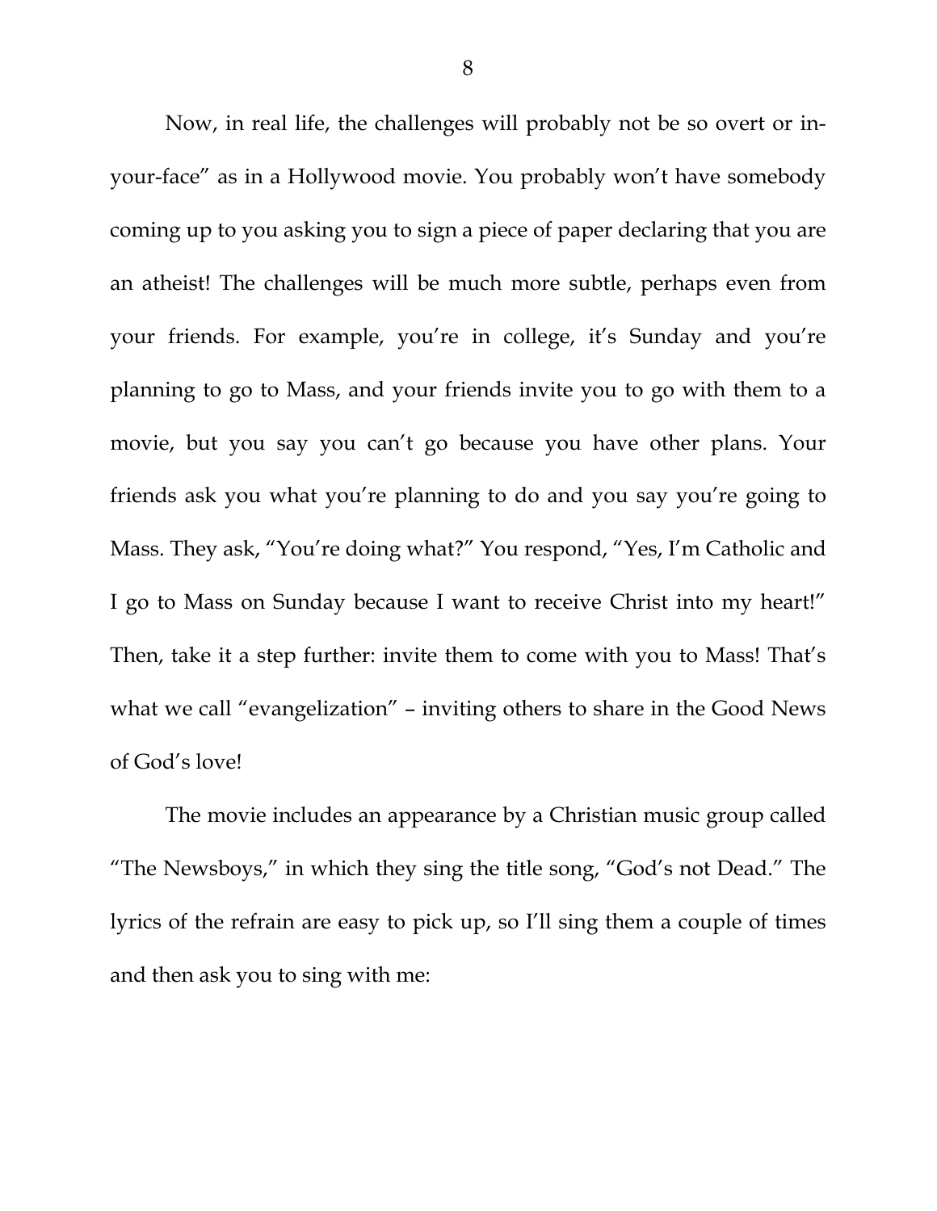Now, in real life, the challenges will probably not be so overt or in-your-face" as in a Hollywood movie. You probably won't have somebody coming up to you asking you to sign a piece of paper declaring that you are an atheist! The challenges will be much more subtle, perhaps even from your friends. For example, you're in college, it's Sunday and you're planning to go to Mass, and your friends invite you to go with them to a movie, but you say you can't go because you have other plans. Your friends ask you what you're planning to do and you say you're going to Mass. They ask, "You're doing what?" You respond, "Yes, I'm Catholic and I go to Mass on Sunday because I want to receive Christ into my heart!" Then, take it a step further: invite them to come with you to Mass! That's what we call "evangelization" – inviting others to share in the Good News of God's love!

The movie includes an appearance by a Christian music group called "The Newsboys," in which they sing the title song, "God's not Dead." The lyrics of the refrain are easy to pick up, so I'll sing them a couple of times and then ask you to sing with me: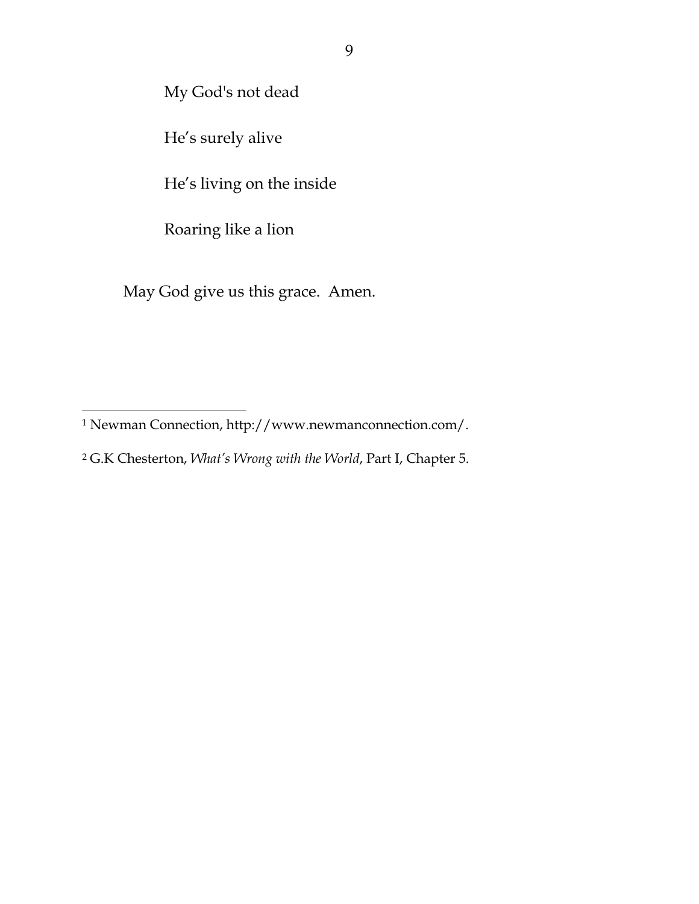My God's not dead

He's surely alive

He's living on the inside

Roaring like a lion

May God give us this grace.  Amen.

---

[1] Newman Connection, http://www.newmanconnection.com/.

[2] G.K Chesterton, *What's Wrong with the World*, Part I, Chapter 5.